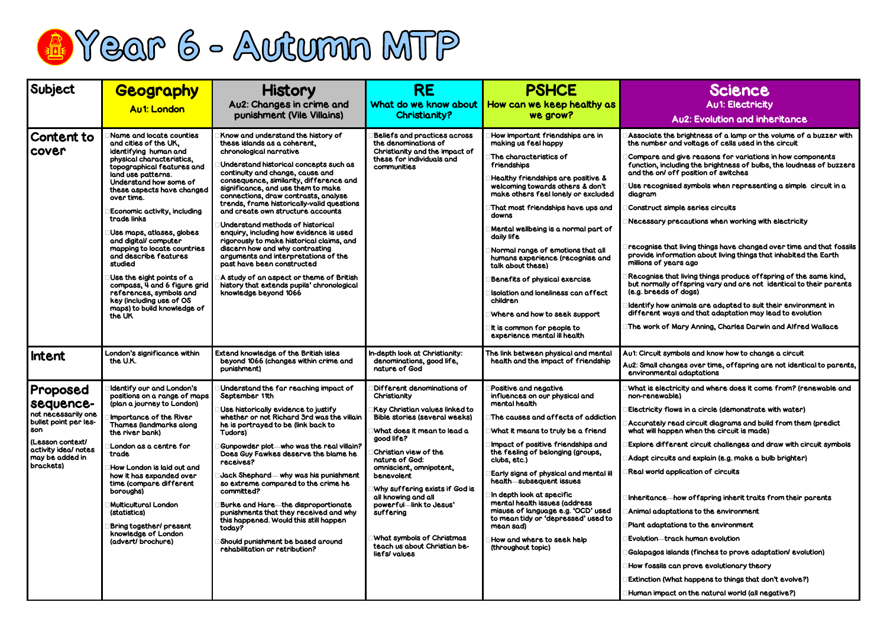# Year 6 - Autumn MTP

| Subject | Geography<br>Au1: London | History<br>Au2: Changes in crime and punishment (Vile Villains) | RE<br>What do we know about Christianity? | PSHCE<br>How can we keep healthy as we grow? | Science<br>Au1: Electricity<br>Au2: Evolution and inheritance |
|---|---|---|---|---|---|
| **Content to cover** | Name and locate counties and cities of the UK, identifying human and physical characteristics, topographical features and land use patterns. Understand how some of these aspects have changed over time.<br><br>Economic activity, including trade links<br><br>Use maps, atlases, globes and digital/ computer mapping to locate countries and describe features studied<br><br>Use the eight points of a compass, 4 and 6 figure grid references, symbols and key (including use of OS maps) to build knowledge of the UK | Know and understand the history of these islands as a coherent, chronological narrative<br><br>Understand historical concepts such as continuity and change, cause and consequence, similarity, difference and significance, and use them to make connections, draw contrasts, analyse trends, frame historically-valid questions and create own structure accounts<br><br>Understand methods of historical enquiry, including how evidence is used rigorously to make historical claims, and discern how and why contrasting arguments and interpretations of the past have been constructed<br><br>A study of an aspect or theme of British history that extends pupils' chronological knowledge beyond 1066 | Beliefs and practices across the denominations of Christianity and the impact of these for individuals and communities | How important friendships are in making us feel happy<br><br>The characteristics of friendships<br><br>Healthy friendships are positive & welcoming towards others & don't make others feel lonely or excluded<br><br>That most friendships have ups and downs<br><br>Mental wellbeing is a normal part of daily life<br><br>Normal range of emotions that all humans experience (recognise and talk about these)<br><br>Benefits of physical exercise<br><br>Isolation and loneliness can affect children<br><br>Where and how to seek support<br><br>It is common for people to experience mental ill health | Associate the brightness of a lamp or the volume of a buzzer with the number and voltage of cells used in the circuit<br><br>Compare and give reasons for variations in how components function, including the brightness of bulbs, the loudness of buzzers and the on/ off position of switches<br><br>Use recognised symbols when representing a simple circuit in a diagram<br><br>Construct simple series circuits<br><br>Necessary precautions when working with electricity<br><br>recognise that living things have changed over time and that fossils provide information about living things that inhabited the Earth millions of years ago<br><br>Recognise that living things produce offspring of the same kind, but normally offspring vary and are not identical to their parents (e.g. breeds of dogs)<br><br>Identify how animals are adapted to suit their environment in different ways and that adaptation may lead to evolution<br><br>The work of Mary Anning, Charles Darwin and Alfred Wallace |
| **Intent** | London's significance within the U.K. | Extend knowledge of the British isles beyond 1066 (changes within crime and punishment) | In-depth look at Christianity: denominations, good life, nature of God | The link between physical and mental health and the impact of friendship | Au1: Circuit symbols and know how to change a circuit<br>Au2: Small changes over time, offspring are not identical to parents, environmental adaptations |
| **Proposed sequence-** not necessarily one bullet point per lesson<br>(Lesson context/ activity idea/ notes may be added in brackets) | Identify our and London's positions on a range of maps (plan a journey to London)<br><br>Importance of the River Thames (landmarks along the river bank)<br><br>London as a centre for trade<br><br>How London is laid out and how it has expanded over time (compare different boroughs)<br><br>Multicultural London (statistics)<br><br>Bring together/ present knowledge of London (advert/ brochure) | Understand the far reaching impact of September 11th<br><br>Use historically evidence to justify whether or not Richard 3rd was the villain he is portrayed to be (link back to Tudors)<br><br>Gunpowder plot—who was the real villain? Does Guy Fawkes deserve the blame he receives?<br><br>Jack Shephard— why was his punishment so extreme compared to the crime he committed?<br><br>Burke and Hare—the disproportionate punishments that they received and why this happened. Would this still happen today?<br><br>Should punishment be based around rehabilitation or retribution? | Different denominations of Christianity<br><br>Key Christian values linked to Bible stories (several weeks)<br><br>What does it mean to lead a good life?<br><br>Christian view of the nature of God: omniscient, omnipotent, benevolent<br><br>Why suffering exists if God is all knowing and all powerful—link to Jesus' suffering<br><br>What symbols of Christmas teach us about Christian beliefs/ values | Positive and negative influences on our physical and mental health<br><br>The causes and affects of addiction<br><br>What it means to truly be a friend<br><br>Impact of positive friendships and the feeling of belonging (groups, clubs, etc.)<br><br>Early signs of physical and mental ill health—subsequent issues<br><br>In depth look at specific mental health issues (address misuse of language e.g. 'OCD' used to mean tidy or 'depressed' used to mean sad)<br><br>How and where to seek help (throughout topic) | What is electricity and where does it come from? (renewable and non-renewable)<br><br>Electricity flows in a circle (demonstrate with water)<br><br>Accurately read circuit diagrams and build from them (predict what will happen when the circuit is made)<br><br>Explore different circuit challenges and draw with circuit symbols<br><br>Adapt circuits and explain (e.g. make a bulb brighter)<br><br>Real world application of circuits<br><br>Inheritance—how offspring inherit traits from their parents<br><br>Animal adaptations to the environment<br><br>Plant adaptations to the environment<br><br>Evolution—track human evolution<br><br>Galapagos islands (finches to prove adaptation/ evolution)<br><br>How fossils can prove evolutionary theory<br><br>Extinction (What happens to things that don't evolve?)<br><br>Human impact on the natural world (all negative?) |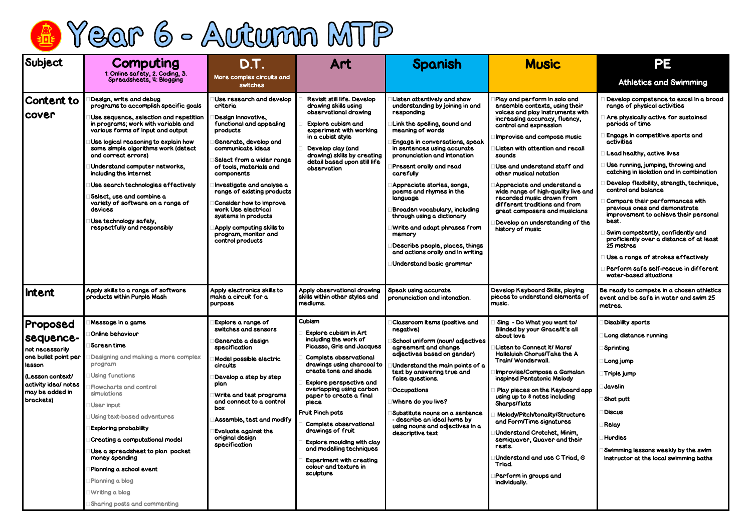# Year 6 - Autumn MTP

| Subject | Computing<br>1: Online safety, 2. Coding, 3. Spreadsheets, 4: Blogging | D.T.<br>More complex circuits and switches | Art | Spanish | Music | PE<br>Athletics and Swimming |
|---|---|---|---|---|---|---|
| Content to cover | Design, write and debug programs to accomplish specific goals<br>Use sequence, selection and repetition in programs; work with variable and various forms of input and output<br>Use logical reasoning to explain how some simple algorithms work (detect and correct errors)<br>Understand computer networks, including the internet<br>Use search technologies effectively<br>Select, use and combine a variety of software on a range of devices<br>Use technology safely, respectfully and responsibly | Use research and develop criteria<br>Design innovative, functional and appealing products<br>Generate, develop and communicate ideas<br>Select from a wider range of tools, materials and components<br>Investigate and analyse a range of existing products<br>Consider how to improve work Use electrical systems in products<br>Apply computing skills to program, monitor and control products | Revisit still life. Develop drawing skills using observational drawing<br>Explore cubism and experiment with working in a cubist style<br>Develop clay (and drawing) skills by creating detail based upon still life observation | Listen attentively and show understanding by joining in and responding<br>Link the spelling, sound and meaning of words<br>Engage in conversations, speak in sentences using accurate pronunciation and intonation<br>Present orally and read carefully<br>Appreciate stories, songs, poems and rhymes in the language<br>Broaden vocabulary, including through using a dictionary<br>Write and adapt phrases from memory<br>Describe people, places, things and actions orally and in writing<br>Understand basic grammar | Play and perform in solo and ensemble contexts, using their voices and play instruments with increasing accuracy, fluency, control and expression<br>Improvise and compose music<br>Listen with attention and recall sounds<br>Use and understand staff and other musical notation<br>Appreciate and understand a wide range of high-quality live and recorded music drawn from different traditions and from great composers and musicians<br>Develop an understanding of the history of music | Develop competence to excel in a broad range of physical activities<br>Are physically active for sustained periods of time<br>Engage in competitive sports and activities<br>Lead healthy, active lives<br>Use running, jumping, throwing and catching in isolation and in combination<br>Develop flexibility, strength, technique, control and balance<br>Compare their performances with previous ones and demonstrate improvement to achieve their personal best.<br>Swim competently, confidently and proficiently over a distance of at least 25 metres<br>Use a range of strokes effectively<br>Perform safe self-rescue in different water-based situations |
| Intent | Apply skills to a range of software products within Purple Mash | Apply electronics skills to make a circuit for a purpose | Apply observational drawing skills within other styles and mediums. | Speak using accurate pronunciation and intonation. | Develop Keyboard Skills, playing pieces to understand elements of music. | Be ready to compete in a chosen athletics event and be safe in water and swim 25 metres. |
| Proposed sequence- not necessarily one bullet point per lesson (Lesson context/ activity idea/ notes may be added in brackets) | Message in a game<br>Online behaviour<br>Screen time<br>Designing and making a more complex program<br>Using functions<br>Flowcharts and control simulations<br>User input<br>Using text-based adventures<br>Exploring probability<br>Creating a computational model<br>Use a spreadsheet to plan pocket money spending<br>Planning a school event<br>Planning a blog<br>Writing a blog<br>Sharing posts and commenting | Explore a range of switches and sensors<br>Generate a design specification<br>Model possible electric circuits<br>Develop a step by step plan<br>Write and test programs and connect to a control box<br>Assemble, test and modify<br>Evaluate against the original design specification | Cubism<br>Explore cubism in Art including the work of Picasso, Gris and Jacques<br>Complete observational drawings using charcoal to create tone and shade<br>Explore perspective and overlapping using carbon paper to create a final piece<br>Fruit Pinch pots<br>Complete observational drawings of fruit<br>Explore moulding with clay and modelling techniques<br>Experiment with creating colour and texture in sculpture | Classroom items (positive and negative)<br>School uniform (noun/ adjectives agreement and change adjectives based on gender)<br>Understand the main points of a text by answering true and false questions.<br>Occupations<br>Where do you live?<br>Substitute nouns on a sentence - describe an ideal home by using nouns and adjectives in a descriptive text | Sing - Do What you want to/ Blinded by your Grace/It's all about love<br>Listen to Connect it/ Mars/ Halleluiah Chorus/Take the A Train/ Wonderwall.<br>Improvise/Compose a Gamalan inspired Pentatonic Melody<br>Play pieces on the Keyboard app using up to 8 notes including Sharps/flats<br>Melody/Pitch/tonality/Structure and Form/Time signatures<br>Understand Crotchet, Minim, semiquaver, Quaver and their rests.<br>Understand and use C Triad, G Triad.<br>Perform in groups and individually. | Disability sports<br>Long distance running<br>Sprinting<br>Long jump<br>Triple jump<br>Javelin<br>Shot putt<br>Discus<br>Relay<br>Hurdles<br>Swimming lessons weekly by the swim instructor at the local swimming baths |